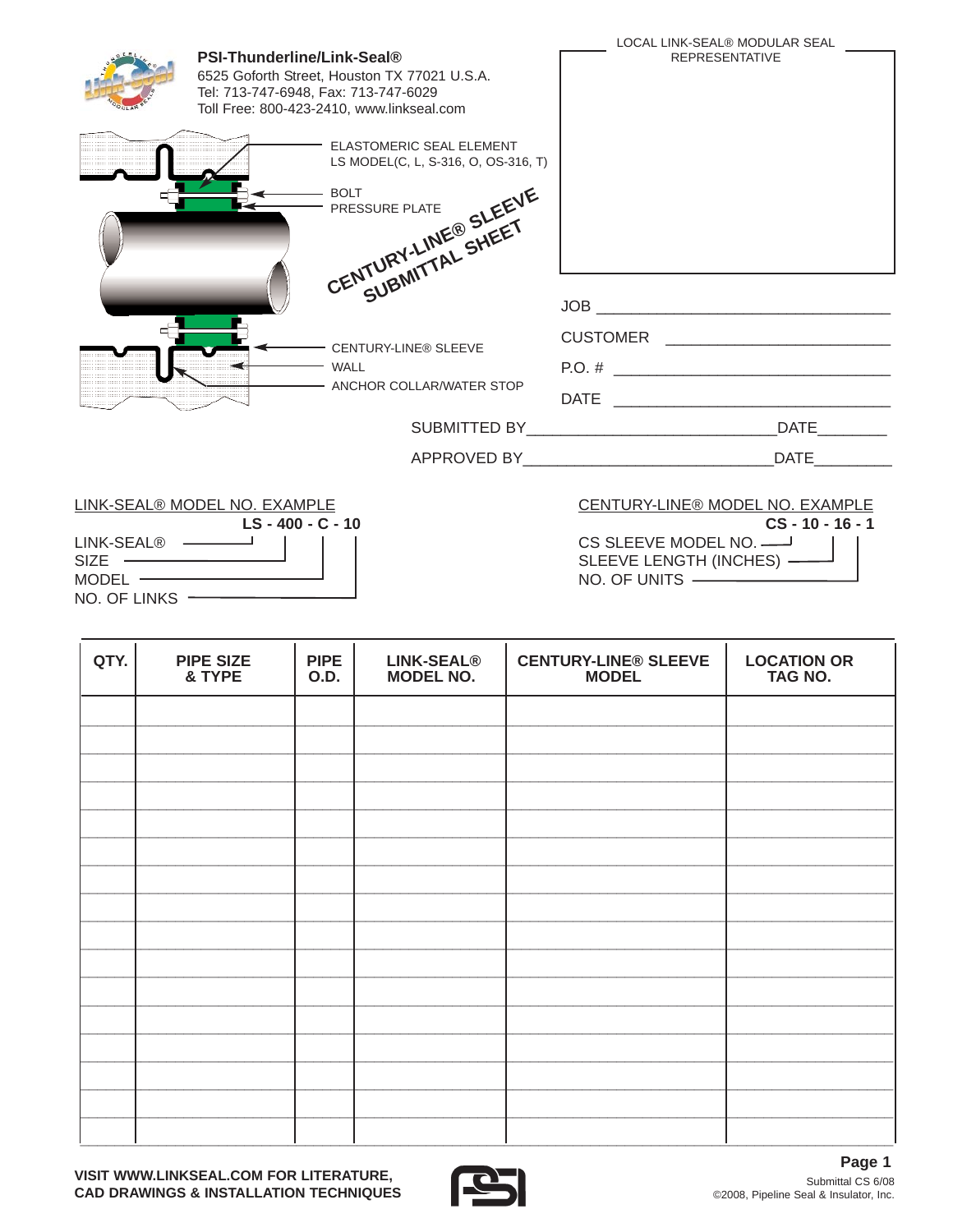**PSI-Thunderline/Link-Seal®**
6525 Goforth Street, Houston TX 77021 U.S.A.
Tel: 713-747-6948, Fax: 713-747-6029
Toll Free: 800-423-2410, www.linkseal.com

LOCAL LINK-SEAL® MODULAR SEAL REPRESENTATIVE

ELASTOMERIC SEAL ELEMENT
LS MODEL(C, L, S-316, O, OS-316, T)

BOLT

PRESSURE PLATE

# CENTURY-LINE® SLEEVE SUBMITTAL SHEET

CENTURY-LINE® SLEEVE

WALL

ANCHOR COLLAR/WATER STOP

JOB ___________________________________

CUSTOMER ___________________________

P.O. # ________________________________

DATE _________________________________

SUBMITTED BY____________________________DATE________

APPROVED BY____________________________DATE_________

**LINK-SEAL® MODEL NO. EXAMPLE**

**LS - 400 - C - 10**

- LINK-SEAL® — LS
- SIZE — 400
- MODEL — C
- NO. OF LINKS — 10

**CENTURY-LINE® MODEL NO. EXAMPLE**

**CS - 10 - 16 - 1**

- CS SLEEVE MODEL NO. — CS - 10
- SLEEVE LENGTH (INCHES) — 16
- NO. OF UNITS — 1

| QTY. | PIPE SIZE & TYPE | PIPE O.D. | LINK-SEAL® MODEL NO. | CENTURY-LINE® SLEEVE MODEL | LOCATION OR TAG NO. |
|---|---|---|---|---|---|
| | | | | | |
| | | | | | |
| | | | | | |
| | | | | | |
| | | | | | |
| | | | | | |
| | | | | | |
| | | | | | |
| | | | | | |
| | | | | | |
| | | | | | |
| | | | | | |
| | | | | | |
| | | | | | |
| | | | | | |
| | | | | | |

**VISIT WWW.LINKSEAL.COM FOR LITERATURE, CAD DRAWINGS & INSTALLATION TECHNIQUES**

Submittal CS 6/08
©2008, Pipeline Seal & Insulator, Inc.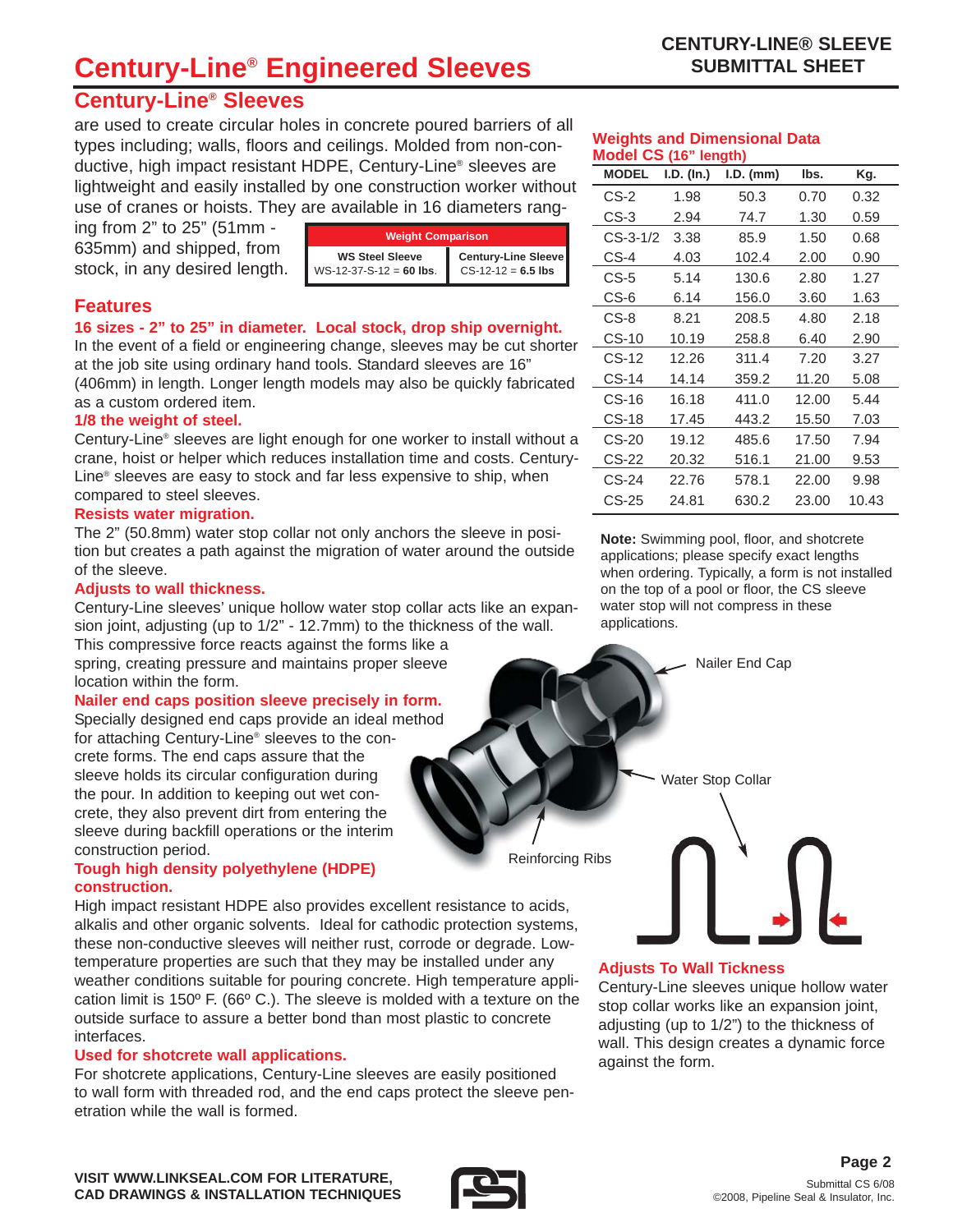# Century-Line® Engineered Sleeves

## Century-Line® Sleeves

are used to create circular holes in concrete poured barriers of all types including; walls, floors and ceilings. Molded from non-conductive, high impact resistant HDPE, Century-Line® sleeves are lightweight and easily installed by one construction worker without use of cranes or hoists. They are available in 16 diameters ranging from 2" to 25" (51mm - 635mm) and shipped, from stock, in any desired length.

| Weight Comparison | |
|---|---|
| WS Steel Sleeve | Century-Line Sleeve |
| WS-12-37-S-12 = **60 lbs**. | CS-12-12 = **6.5 lbs** |

## Features

### 16 sizes - 2" to 25" in diameter. Local stock, drop ship overnight.

In the event of a field or engineering change, sleeves may be cut shorter at the job site using ordinary hand tools. Standard sleeves are 16" (406mm) in length. Longer length models may also be quickly fabricated as a custom ordered item.

### 1/8 the weight of steel.

Century-Line® sleeves are light enough for one worker to install without a crane, hoist or helper which reduces installation time and costs. Century-Line® sleeves are easy to stock and far less expensive to ship, when compared to steel sleeves.

### Resists water migration.

The 2" (50.8mm) water stop collar not only anchors the sleeve in position but creates a path against the migration of water around the outside of the sleeve.

### Adjusts to wall thickness.

Century-Line sleeves' unique hollow water stop collar acts like an expansion joint, adjusting (up to 1/2" - 12.7mm) to the thickness of the wall. This compressive force reacts against the forms like a spring, creating pressure and maintains proper sleeve location within the form.

### Nailer end caps position sleeve precisely in form.

Specially designed end caps provide an ideal method for attaching Century-Line® sleeves to the concrete forms. The end caps assure that the sleeve holds its circular configuration during the pour. In addition to keeping out wet concrete, they also prevent dirt from entering the sleeve during backfill operations or the interim construction period.

### Tough high density polyethylene (HDPE) construction.

High impact resistant HDPE also provides excellent resistance to acids, alkalis and other organic solvents. Ideal for cathodic protection systems, these non-conductive sleeves will neither rust, corrode or degrade. Low-temperature properties are such that they may be installed under any weather conditions suitable for pouring concrete. High temperature application limit is 150º F. (66º C.). The sleeve is molded with a texture on the outside surface to assure a better bond than most plastic to concrete interfaces.

### Used for shotcrete wall applications.

For shotcrete applications, Century-Line sleeves are easily positioned to wall form with threaded rod, and the end caps protect the sleeve penetration while the wall is formed.

## Weights and Dimensional Data Model CS (16" length)

| MODEL | I.D. (In.) | I.D. (mm) | lbs. | Kg. |
|---|---|---|---|---|
| CS-2 | 1.98 | 50.3 | 0.70 | 0.32 |
| CS-3 | 2.94 | 74.7 | 1.30 | 0.59 |
| CS-3-1/2 | 3.38 | 85.9 | 1.50 | 0.68 |
| CS-4 | 4.03 | 102.4 | 2.00 | 0.90 |
| CS-5 | 5.14 | 130.6 | 2.80 | 1.27 |
| CS-6 | 6.14 | 156.0 | 3.60 | 1.63 |
| CS-8 | 8.21 | 208.5 | 4.80 | 2.18 |
| CS-10 | 10.19 | 258.8 | 6.40 | 2.90 |
| CS-12 | 12.26 | 311.4 | 7.20 | 3.27 |
| CS-14 | 14.14 | 359.2 | 11.20 | 5.08 |
| CS-16 | 16.18 | 411.0 | 12.00 | 5.44 |
| CS-18 | 17.45 | 443.2 | 15.50 | 7.03 |
| CS-20 | 19.12 | 485.6 | 17.50 | 7.94 |
| CS-22 | 20.32 | 516.1 | 21.00 | 9.53 |
| CS-24 | 22.76 | 578.1 | 22.00 | 9.98 |
| CS-25 | 24.81 | 630.2 | 23.00 | 10.43 |

**Note:** Swimming pool, floor, and shotcrete applications; please specify exact lengths when ordering. Typically, a form is not installed on the top of a pool or floor, the CS sleeve water stop will not compress in these applications.

Nailer End Cap

Water Stop Collar

Reinforcing Ribs

### Adjusts To Wall Tickness

Century-Line sleeves unique hollow water stop collar works like an expansion joint, adjusting (up to 1/2") to the thickness of wall. This design creates a dynamic force against the form.

VISIT WWW.LINKSEAL.COM FOR LITERATURE, CAD DRAWINGS & INSTALLATION TECHNIQUES

Submittal CS 6/08
©2008, Pipeline Seal & Insulator, Inc.